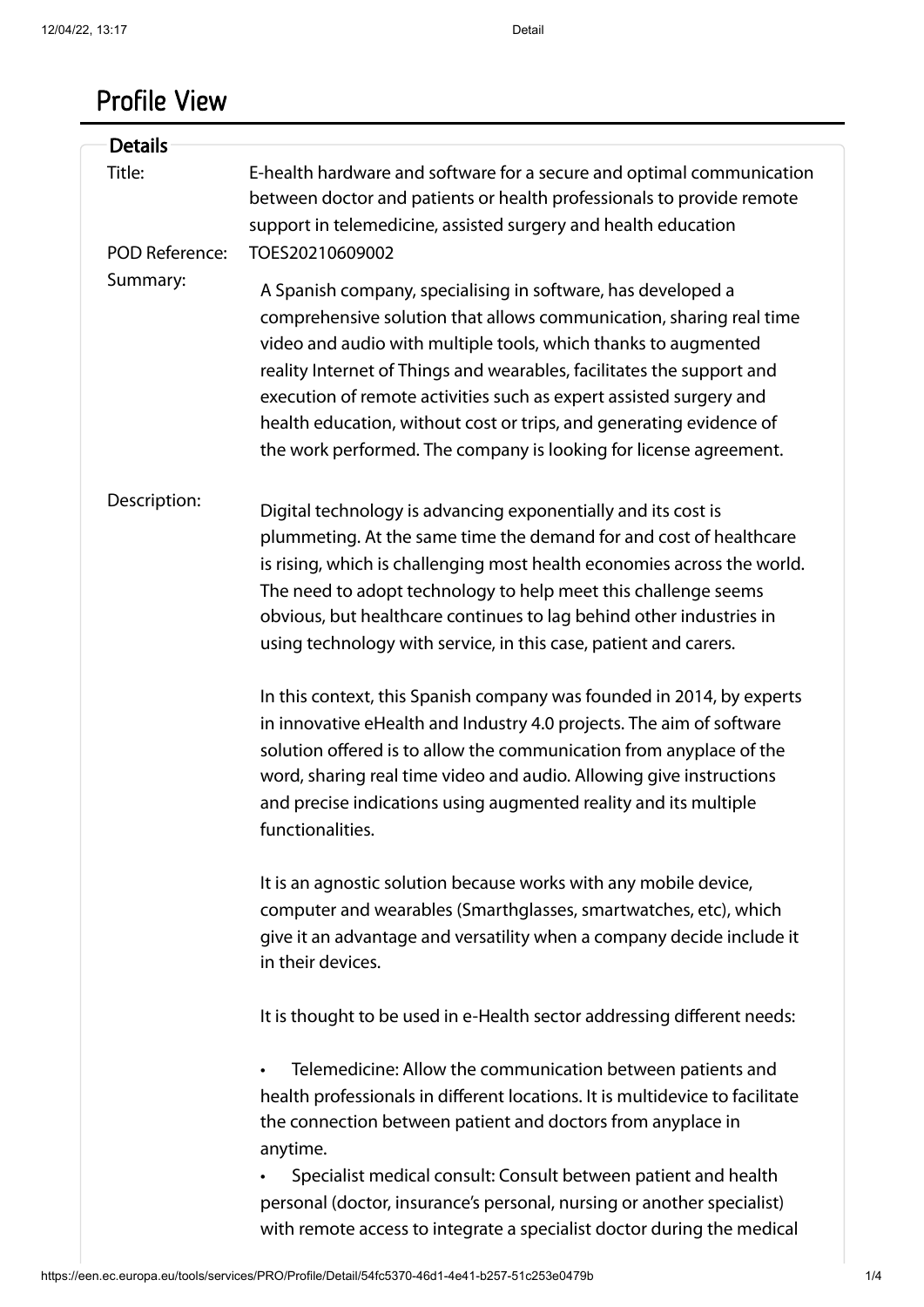# Profile View

## Details

**Title:** E-health hardware and software for a secure and optimal communication between doctor and patients or health professionals to provide remote support in telemedicine, assisted surgery and health education

**POD Reference:** TOES20210609002

**Summary:**

A Spanish company, specialising in software, has developed a comprehensive solution that allows communication, sharing real time video and audio with multiple tools, which thanks to augmented reality Internet of Things and wearables, facilitates the support and execution of remote activities such as expert assisted surgery and health education, without cost or trips, and generating evidence of the work performed. The company is looking for license agreement.

**Description:**

Digital technology is advancing exponentially and its cost is plummeting. At the same time the demand for and cost of healthcare is rising, which is challenging most health economies across the world. The need to adopt technology to help meet this challenge seems obvious, but healthcare continues to lag behind other industries in using technology with service, in this case, patient and carers.

In this context, this Spanish company was founded in 2014, by experts in innovative eHealth and Industry 4.0 projects. The aim of software solution offered is to allow the communication from anyplace of the word, sharing real time video and audio. Allowing give instructions and precise indications using augmented reality and its multiple functionalities.

It is an agnostic solution because works with any mobile device, computer and wearables (Smarthglasses, smartwatches, etc), which give it an advantage and versatility when a company decide include it in their devices.

It is thought to be used in e-Health sector addressing different needs:

- Telemedicine: Allow the communication between patients and health professionals in different locations. It is multidevice to facilitate the connection between patient and doctors from anyplace in anytime.
- Specialist medical consult: Consult between patient and health personal (doctor, insurance's personal, nursing or another specialist) with remote access to integrate a specialist doctor during the medical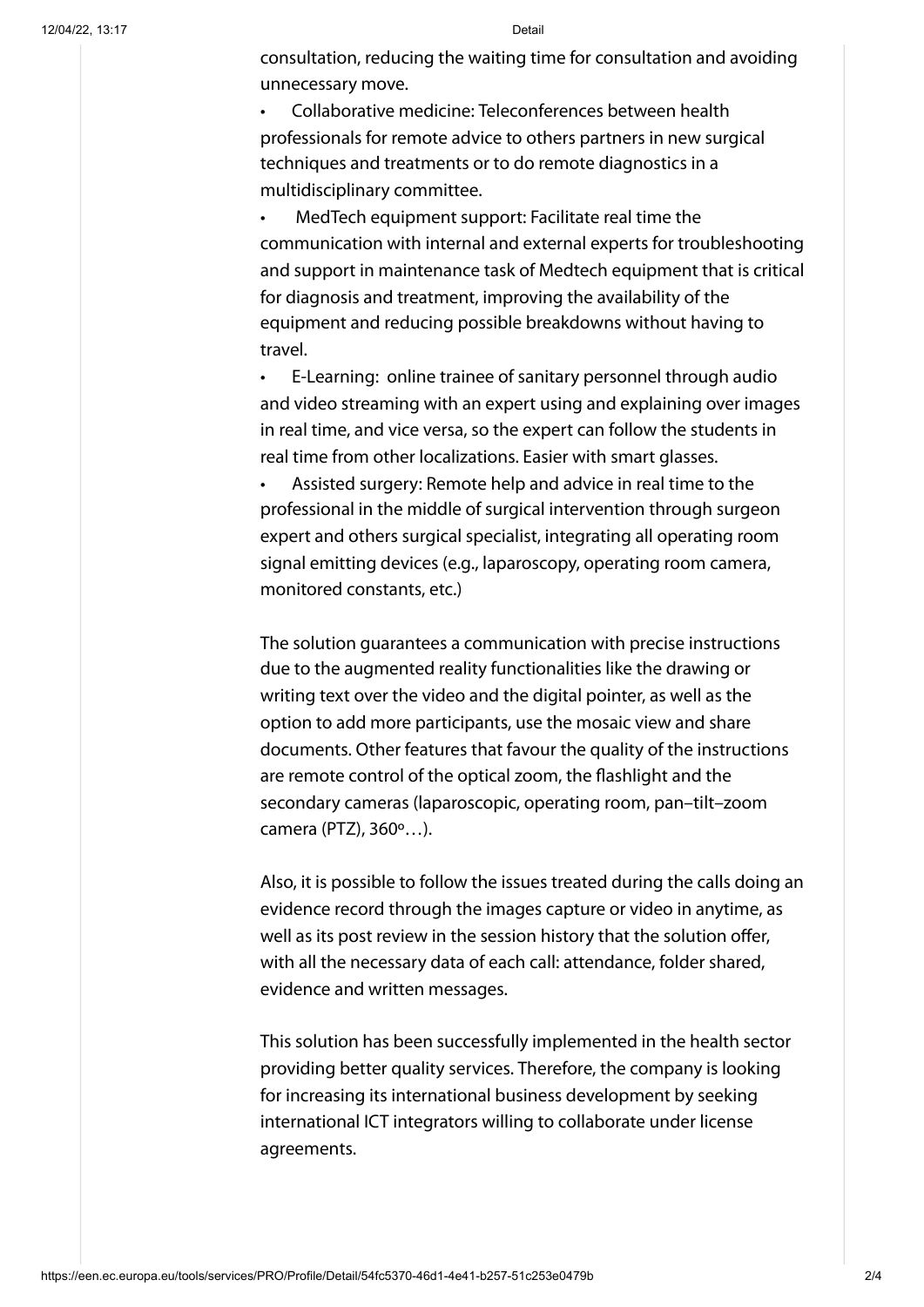consultation, reducing the waiting time for consultation and avoiding unnecessary move.

- Collaborative medicine: Teleconferences between health professionals for remote advice to others partners in new surgical techniques and treatments or to do remote diagnostics in a multidisciplinary committee.
- MedTech equipment support: Facilitate real time the communication with internal and external experts for troubleshooting and support in maintenance task of Medtech equipment that is critical for diagnosis and treatment, improving the availability of the equipment and reducing possible breakdowns without having to travel.
- E-Learning: online trainee of sanitary personnel through audio and video streaming with an expert using and explaining over images in real time, and vice versa, so the expert can follow the students in real time from other localizations. Easier with smart glasses.
- Assisted surgery: Remote help and advice in real time to the professional in the middle of surgical intervention through surgeon expert and others surgical specialist, integrating all operating room signal emitting devices (e.g., laparoscopy, operating room camera, monitored constants, etc.)

The solution guarantees a communication with precise instructions due to the augmented reality functionalities like the drawing or writing text over the video and the digital pointer, as well as the option to add more participants, use the mosaic view and share documents. Other features that favour the quality of the instructions are remote control of the optical zoom, the flashlight and the secondary cameras (laparoscopic, operating room, pan–tilt–zoom camera (PTZ), 360º…).

Also, it is possible to follow the issues treated during the calls doing an evidence record through the images capture or video in anytime, as well as its post review in the session history that the solution offer, with all the necessary data of each call: attendance, folder shared, evidence and written messages.

This solution has been successfully implemented in the health sector providing better quality services. Therefore, the company is looking for increasing its international business development by seeking international ICT integrators willing to collaborate under license agreements.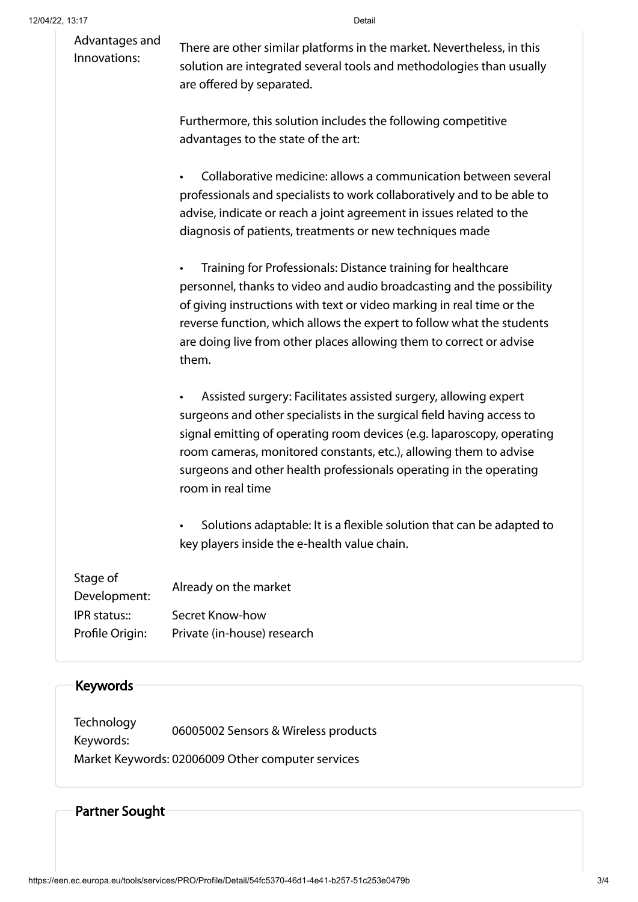| | |
|---|---|
| Advantages and Innovations: | There are other similar platforms in the market. Nevertheless, in this solution are integrated several tools and methodologies than usually are offered by separated.<br><br>Furthermore, this solution includes the following competitive advantages to the state of the art:<br><br>• Collaborative medicine: allows a communication between several professionals and specialists to work collaboratively and to be able to advise, indicate or reach a joint agreement in issues related to the diagnosis of patients, treatments or new techniques made<br><br>• Training for Professionals: Distance training for healthcare personnel, thanks to video and audio broadcasting and the possibility of giving instructions with text or video marking in real time or the reverse function, which allows the expert to follow what the students are doing live from other places allowing them to correct or advise them.<br><br>• Assisted surgery: Facilitates assisted surgery, allowing expert surgeons and other specialists in the surgical field having access to signal emitting of operating room devices (e.g. laparoscopy, operating room cameras, monitored constants, etc.), allowing them to advise surgeons and other health professionals operating in the operating room in real time<br><br>• Solutions adaptable: It is a flexible solution that can be adapted to key players inside the e-health value chain. |
| Stage of Development: | Already on the market |
| IPR status:: | Secret Know-how |
| Profile Origin: | Private (in-house) research |

## Keywords

| | |
|---|---|
| Technology Keywords: | 06005002 Sensors & Wireless products |
| Market Keywords: | 02006009 Other computer services |

## Partner Sought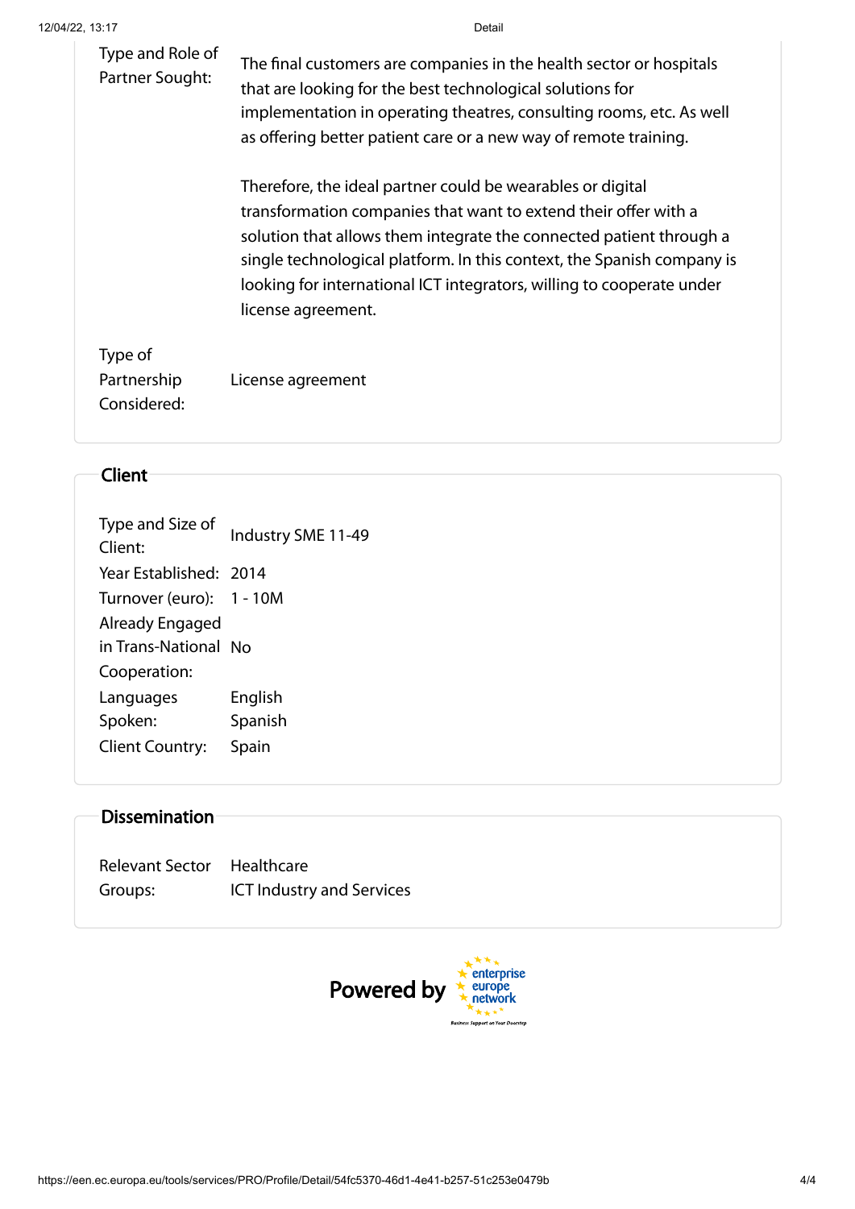| | |
|---|---|
| Type and Role of Partner Sought: | The final customers are companies in the health sector or hospitals that are looking for the best technological solutions for implementation in operating theatres, consulting rooms, etc. As well as offering better patient care or a new way of remote training.<br><br>Therefore, the ideal partner could be wearables or digital transformation companies that want to extend their offer with a solution that allows them integrate the connected patient through a single technological platform. In this context, the Spanish company is looking for international ICT integrators, willing to cooperate under license agreement. |
| Type of Partnership Considered: | License agreement |

## Client

| | |
|---|---|
| Type and Size of Client: | Industry SME 11-49 |
| Year Established: | 2014 |
| Turnover (euro): | 1 - 10M |
| Already Engaged in Trans-National Cooperation: | No |
| Languages Spoken: | English<br>Spanish |
| Client Country: | Spain |

## Dissemination

| | |
|---|---|
| Relevant Sector Groups: | Healthcare<br>ICT Industry and Services |

Powered by enterprise europe network